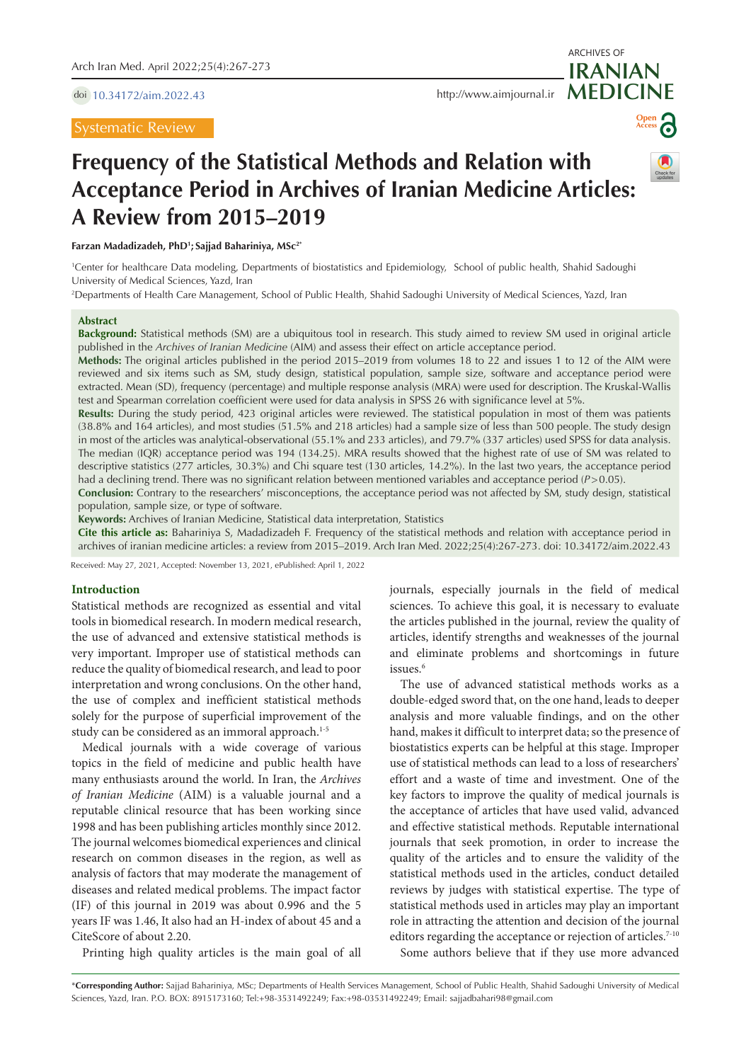Systematic Review

# Frequency of the Statistical Methods and Relation with Acceptance Period in Archives of Iranian Medicine Articles: A Review from 2015–2019

**Farzan Madadizadeh, PhD[1]; Sajjad Bahariniya, MSc[2*]**

[1]Center for healthcare Data modeling, Departments of biostatistics and Epidemiology, School of public health, Shahid Sadoughi University of Medical Sciences, Yazd, Iran

[2]Departments of Health Care Management, School of Public Health, Shahid Sadoughi University of Medical Sciences, Yazd, Iran

## Abstract

**Background:** Statistical methods (SM) are a ubiquitous tool in research. This study aimed to review SM used in original article published in the *Archives of Iranian Medicine* (AIM) and assess their effect on article acceptance period.

**Methods:** The original articles published in the period 2015–2019 from volumes 18 to 22 and issues 1 to 12 of the AIM were reviewed and six items such as SM, study design, statistical population, sample size, software and acceptance period were extracted. Mean (SD), frequency (percentage) and multiple response analysis (MRA) were used for description. The Kruskal-Wallis test and Spearman correlation coefficient were used for data analysis in SPSS 26 with significance level at 5%.

**Results:** During the study period, 423 original articles were reviewed. The statistical population in most of them was patients (38.8% and 164 articles), and most studies (51.5% and 218 articles) had a sample size of less than 500 people. The study design in most of the articles was analytical-observational (55.1% and 233 articles), and 79.7% (337 articles) used SPSS for data analysis. The median (IQR) acceptance period was 194 (134.25). MRA results showed that the highest rate of use of SM was related to descriptive statistics (277 articles, 30.3%) and Chi square test (130 articles, 14.2%). In the last two years, the acceptance period had a declining trend. There was no significant relation between mentioned variables and acceptance period ($P > 0.05$).

**Conclusion:** Contrary to the researchers' misconceptions, the acceptance period was not affected by SM, study design, statistical population, sample size, or type of software.

**Keywords:** Archives of Iranian Medicine, Statistical data interpretation, Statistics

**Cite this article as:** Bahariniya S, Madadizadeh F. Frequency of the statistical methods and relation with acceptance period in archives of iranian medicine articles: a review from 2015–2019. Arch Iran Med. 2022;25(4):267-273. doi: 10.34172/aim.2022.43

Received: May 27, 2021, Accepted: November 13, 2021, ePublished: April 1, 2022

## Introduction

Statistical methods are recognized as essential and vital tools in biomedical research. In modern medical research, the use of advanced and extensive statistical methods is very important. Improper use of statistical methods can reduce the quality of biomedical research, and lead to poor interpretation and wrong conclusions. On the other hand, the use of complex and inefficient statistical methods solely for the purpose of superficial improvement of the study can be considered as an immoral approach.[1-5]

Medical journals with a wide coverage of various topics in the field of medicine and public health have many enthusiasts around the world. In Iran, the *Archives of Iranian Medicine* (AIM) is a valuable journal and a reputable clinical resource that has been working since 1998 and has been publishing articles monthly since 2012. The journal welcomes biomedical experiences and clinical research on common diseases in the region, as well as analysis of factors that may moderate the management of diseases and related medical problems. The impact factor (IF) of this journal in 2019 was about 0.996 and the 5 years IF was 1.46, It also had an H-index of about 45 and a CiteScore of about 2.20.

Printing high quality articles is the main goal of all journals, especially journals in the field of medical sciences. To achieve this goal, it is necessary to evaluate the articles published in the journal, review the quality of articles, identify strengths and weaknesses of the journal and eliminate problems and shortcomings in future issues.[6]

The use of advanced statistical methods works as a double-edged sword that, on the one hand, leads to deeper analysis and more valuable findings, and on the other hand, makes it difficult to interpret data; so the presence of biostatistics experts can be helpful at this stage. Improper use of statistical methods can lead to a loss of researchers' effort and a waste of time and investment. One of the key factors to improve the quality of medical journals is the acceptance of articles that have used valid, advanced and effective statistical methods. Reputable international journals that seek promotion, in order to increase the quality of the articles and to ensure the validity of the statistical methods used in the articles, conduct detailed reviews by judges with statistical expertise. The type of statistical methods used in articles may play an important role in attracting the attention and decision of the journal editors regarding the acceptance or rejection of articles.[7-10]

Some authors believe that if they use more advanced

*Corresponding Author: Sajjad Bahariniya, MSc; Departments of Health Services Management, School of Public Health, Shahid Sadoughi University of Medical Sciences, Yazd, Iran. P.O. BOX: 8915173160; Tel:+98-3531492249; Fax:+98-03531492249; Email: sajjadbahari98@gmail.com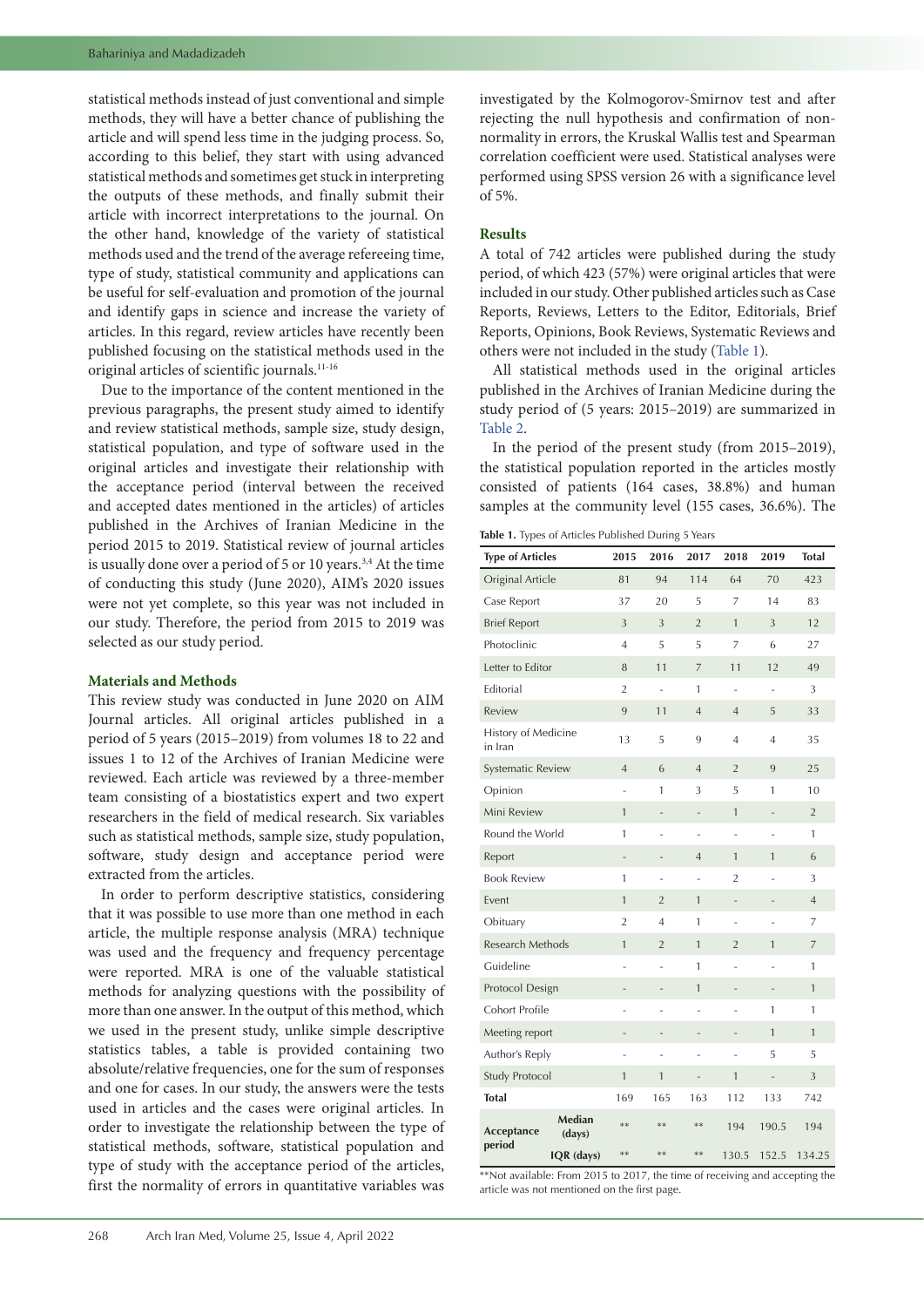statistical methods instead of just conventional and simple methods, they will have a better chance of publishing the article and will spend less time in the judging process. So, according to this belief, they start with using advanced statistical methods and sometimes get stuck in interpreting the outputs of these methods, and finally submit their article with incorrect interpretations to the journal. On the other hand, knowledge of the variety of statistical methods used and the trend of the average refereeing time, type of study, statistical community and applications can be useful for self-evaluation and promotion of the journal and identify gaps in science and increase the variety of articles. In this regard, review articles have recently been published focusing on the statistical methods used in the original articles of scientific journals.[11-16]

Due to the importance of the content mentioned in the previous paragraphs, the present study aimed to identify and review statistical methods, sample size, study design, statistical population, and type of software used in the original articles and investigate their relationship with the acceptance period (interval between the received and accepted dates mentioned in the articles) of articles published in the Archives of Iranian Medicine in the period 2015 to 2019. Statistical review of journal articles is usually done over a period of 5 or 10 years.[3,4] At the time of conducting this study (June 2020), AIM's 2020 issues were not yet complete, so this year was not included in our study. Therefore, the period from 2015 to 2019 was selected as our study period.

## Materials and Methods

This review study was conducted in June 2020 on AIM Journal articles. All original articles published in a period of 5 years (2015–2019) from volumes 18 to 22 and issues 1 to 12 of the Archives of Iranian Medicine were reviewed. Each article was reviewed by a three-member team consisting of a biostatistics expert and two expert researchers in the field of medical research. Six variables such as statistical methods, sample size, study population, software, study design and acceptance period were extracted from the articles.

In order to perform descriptive statistics, considering that it was possible to use more than one method in each article, the multiple response analysis (MRA) technique was used and the frequency and frequency percentage were reported. MRA is one of the valuable statistical methods for analyzing questions with the possibility of more than one answer. In the output of this method, which we used in the present study, unlike simple descriptive statistics tables, a table is provided containing two absolute/relative frequencies, one for the sum of responses and one for cases. In our study, the answers were the tests used in articles and the cases were original articles. In order to investigate the relationship between the type of statistical methods, software, statistical population and type of study with the acceptance period of the articles, first the normality of errors in quantitative variables was investigated by the Kolmogorov-Smirnov test and after rejecting the null hypothesis and confirmation of non-normality in errors, the Kruskal Wallis test and Spearman correlation coefficient were used. Statistical analyses were performed using SPSS version 26 with a significance level of 5%.

## Results

A total of 742 articles were published during the study period, of which 423 (57%) were original articles that were included in our study. Other published articles such as Case Reports, Reviews, Letters to the Editor, Editorials, Brief Reports, Opinions, Book Reviews, Systematic Reviews and others were not included in the study (Table 1).

All statistical methods used in the original articles published in the Archives of Iranian Medicine during the study period of (5 years: 2015–2019) are summarized in Table 2.

In the period of the present study (from 2015–2019), the statistical population reported in the articles mostly consisted of patients (164 cases, 38.8%) and human samples at the community level (155 cases, 36.6%). The

**Table 1.** Types of Articles Published During 5 Years

| Type of Articles | | 2015 | 2016 | 2017 | 2018 | 2019 | Total |
|---|---|---|---|---|---|---|---|
| Original Article | | 81 | 94 | 114 | 64 | 70 | 423 |
| Case Report | | 37 | 20 | 5 | 7 | 14 | 83 |
| Brief Report | | 3 | 3 | 2 | 1 | 3 | 12 |
| Photoclinic | | 4 | 5 | 5 | 7 | 6 | 27 |
| Letter to Editor | | 8 | 11 | 7 | 11 | 12 | 49 |
| Editorial | | 2 | - | 1 | - | - | 3 |
| Review | | 9 | 11 | 4 | 4 | 5 | 33 |
| History of Medicine in Iran | | 13 | 5 | 9 | 4 | 4 | 35 |
| Systematic Review | | 4 | 6 | 4 | 2 | 9 | 25 |
| Opinion | | - | 1 | 3 | 5 | 1 | 10 |
| Mini Review | | 1 | - | - | 1 | - | 2 |
| Round the World | | 1 | - | - | - | - | 1 |
| Report | | - | - | 4 | 1 | 1 | 6 |
| Book Review | | 1 | - | - | 2 | - | 3 |
| Event | | 1 | 2 | 1 | - | - | 4 |
| Obituary | | 2 | 4 | 1 | - | - | 7 |
| Research Methods | | 1 | 2 | 1 | 2 | 1 | 7 |
| Guideline | | - | - | 1 | - | - | 1 |
| Protocol Design | | - | - | 1 | - | - | 1 |
| Cohort Profile | | - | - | - | - | 1 | 1 |
| Meeting report | | - | - | - | - | 1 | 1 |
| Author's Reply | | - | - | - | - | 5 | 5 |
| Study Protocol | | 1 | 1 | - | 1 | - | 3 |
| **Total** | | 169 | 165 | 163 | 112 | 133 | 742 |
| **Acceptance period** | **Median (days)** | ** | ** | ** | 194 | 190.5 | 194 |
| | **IQR (days)** | ** | ** | ** | 130.5 | 152.5 | 134.25 |

**Not available: From 2015 to 2017, the time of receiving and accepting the article was not mentioned on the first page.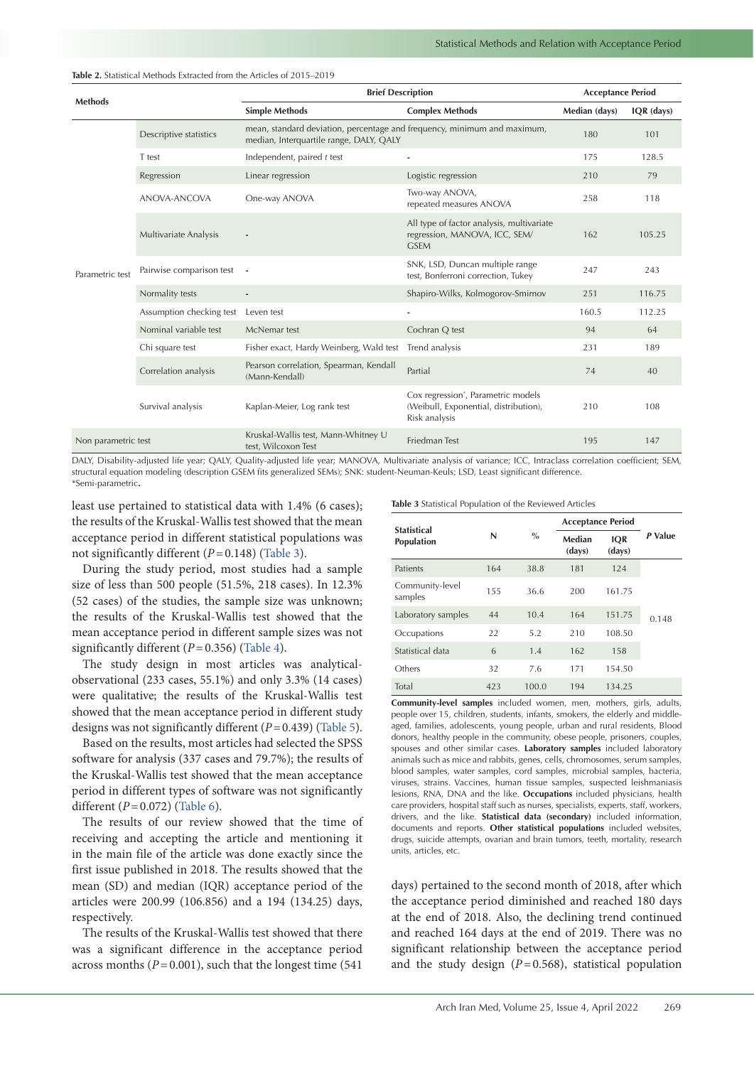**Table 2.** Statistical Methods Extracted from the Articles of 2015–2019

| Methods | | Brief Description | | Acceptance Period | |
|---|---|---|---|---|---|
| | | Simple Methods | Complex Methods | Median (days) | IQR (days) |
| Parametric test | Descriptive statistics | mean, standard deviation, percentage and frequency, minimum and maximum, median, Interquartile range, DALY, QALY | | 180 | 101 |
| | T test | Independent, paired *t* test | - | 175 | 128.5 |
| | Regression | Linear regression | Logistic regression | 210 | 79 |
| | ANOVA-ANCOVA | One-way ANOVA | Two-way ANOVA, repeated measures ANOVA | 258 | 118 |
| | Multivariate Analysis | - | All type of factor analysis, multivariate regression, MANOVA, ICC, SEM/GSEM | 162 | 105.25 |
| | Pairwise comparison test | - | SNK, LSD, Duncan multiple range test, Bonferroni correction, Tukey | 247 | 243 |
| | Normality tests | - | Shapiro-Wilks, Kolmogorov-Smirnov | 251 | 116.75 |
| | Assumption checking test | Leven test | - | 160.5 | 112.25 |
| | Nominal variable test | McNemar test | Cochran Q test | 94 | 64 |
| | Chi square test | Fisher exact, Hardy Weinberg, Wald test | Trend analysis | 231 | 189 |
| | Correlation analysis | Pearson correlation, Spearman, Kendall (Mann-Kendall) | Partial | 74 | 40 |
| | Survival analysis | Kaplan-Meier, Log rank test | Cox regression*, Parametric models (Weibull, Exponential, distribution), Risk analysis | 210 | 108 |
| Non parametric test | | Kruskal-Wallis test, Mann-Whitney U test, Wilcoxon Test | Friedman Test | 195 | 147 |

DALY, Disability-adjusted life year; QALY, Quality-adjusted life year; MANOVA, Multivariate analysis of variance; ICC, Intraclass correlation coefficient; SEM, structural equation modeling (description GSEM fits generalized SEMs); SNK: student-Neuman-Keuls; LSD, Least significant difference.
*Semi-parametric.

least use pertained to statistical data with 1.4% (6 cases); the results of the Kruskal-Wallis test showed that the mean acceptance period in different statistical populations was not significantly different ($P=0.148$) (Table 3).

During the study period, most studies had a sample size of less than 500 people (51.5%, 218 cases). In 12.3% (52 cases) of the studies, the sample size was unknown; the results of the Kruskal-Wallis test showed that the mean acceptance period in different sample sizes was not significantly different ($P=0.356$) (Table 4).

The study design in most articles was analytical-observational (233 cases, 55.1%) and only 3.3% (14 cases) were qualitative; the results of the Kruskal-Wallis test showed that the mean acceptance period in different study designs was not significantly different ($P=0.439$) (Table 5).

Based on the results, most articles had selected the SPSS software for analysis (337 cases and 79.7%); the results of the Kruskal-Wallis test showed that the mean acceptance period in different types of software was not significantly different ($P=0.072$) (Table 6).

The results of our review showed that the time of receiving and accepting the article and mentioning it in the main file of the article was done exactly since the first issue published in 2018. The results showed that the mean (SD) and median (IQR) acceptance period of the articles were 200.99 (106.856) and a 194 (134.25) days, respectively.

The results of the Kruskal-Wallis test showed that there was a significant difference in the acceptance period across months ($P=0.001$), such that the longest time (541 days) pertained to the second month of 2018, after which the acceptance period diminished and reached 180 days at the end of 2018. Also, the declining trend continued and reached 164 days at the end of 2019. There was no significant relationship between the acceptance period and the study design ($P=0.568$), statistical population

**Table 3** Statistical Population of the Reviewed Articles

| Statistical Population | N | % | Acceptance Period | | *P* Value |
|---|---|---|---|---|---|
| | | | Median (days) | IQR (days) | |
| Patients | 164 | 38.8 | 181 | 124 | 0.148 |
| Community-level samples | 155 | 36.6 | 200 | 161.75 | |
| Laboratory samples | 44 | 10.4 | 164 | 151.75 | |
| Occupations | 22 | 5.2 | 210 | 108.50 | |
| Statistical data | 6 | 1.4 | 162 | 158 | |
| Others | 32 | 7.6 | 171 | 154.50 | |
| Total | 423 | 100.0 | 194 | 134.25 | |

**Community-level samples** included women, men, mothers, girls, adults, people over 15, children, students, infants, smokers, the elderly and middle-aged, families, adolescents, young people, urban and rural residents, Blood donors, healthy people in the community, obese people, prisoners, couples, spouses and other similar cases. **Laboratory samples** included laboratory animals such as mice and rabbits, genes, cells, chromosomes, serum samples, blood samples, water samples, cord samples, microbial samples, bacteria, viruses, strains. Vaccines, human tissue samples, suspected leishmaniasis lesions, RNA, DNA and the like. **Occupations** included physicians, health care providers, hospital staff such as nurses, specialists, experts, staff, workers, drivers, and the like. **Statistical data (secondary)** included information, documents and reports. **Other statistical populations** included websites, drugs, suicide attempts, ovarian and brain tumors, teeth, mortality, research units, articles, etc.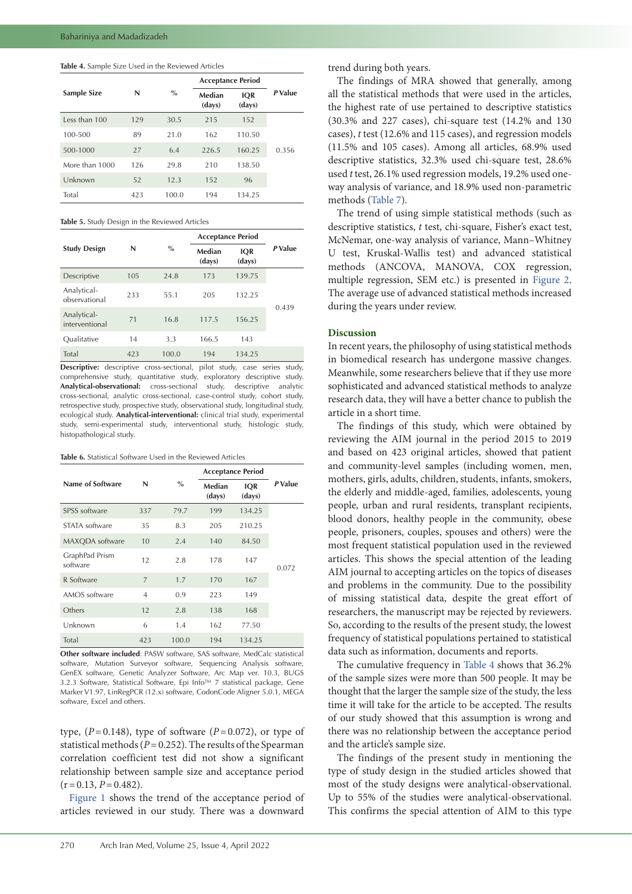**Table 4.** Sample Size Used in the Reviewed Articles

| Sample Size | N | % | Acceptance Period | | P Value |
|---|---|---|---|---|---|
| | | | Median (days) | IQR (days) | |
| Less than 100 | 129 | 30.5 | 215 | 152 | 0.356 |
| 100-500 | 89 | 21.0 | 162 | 110.50 | |
| 500-1000 | 27 | 6.4 | 226.5 | 160.25 | |
| More than 1000 | 126 | 29.8 | 210 | 138.50 | |
| Unknown | 52 | 12.3 | 152 | 96 | |
| Total | 423 | 100.0 | 194 | 134.25 | |

**Table 5.** Study Design in the Reviewed Articles

| Study Design | N | % | Acceptance Period | | P Value |
|---|---|---|---|---|---|
| | | | Median (days) | IQR (days) | |
| Descriptive | 105 | 24.8 | 173 | 139.75 | 0.439 |
| Analytical-observational | 233 | 55.1 | 205 | 132.25 | |
| Analytical-interventional | 71 | 16.8 | 117.5 | 156.25 | |
| Qualitative | 14 | 3.3 | 166.5 | 143 | |
| Total | 423 | 100.0 | 194 | 134.25 | |

**Descriptive:** descriptive cross-sectional, pilot study, case series study, comprehensive study, quantitative study, exploratory descriptive study. **Analytical-observational:** cross-sectional study, descriptive analytic cross-sectional, analytic cross-sectional, case-control study, cohort study, retrospective study, prospective study, observational study, longitudinal study, ecological study. **Analytical-interventional:** clinical trial study, experimental study, semi-experimental study, interventional study, histologic study, histopathological study.

**Table 6.** Statistical Software Used in the Reviewed Articles

| Name of Software | N | % | Acceptance Period | | P Value |
|---|---|---|---|---|---|
| | | | Median (days) | IQR (days) | |
| SPSS software | 337 | 79.7 | 199 | 134.25 | 0.072 |
| STATA software | 35 | 8.3 | 205 | 210.25 | |
| MAXQDA software | 10 | 2.4 | 140 | 84.50 | |
| GraphPad Prism software | 12 | 2.8 | 178 | 147 | |
| R Software | 7 | 1.7 | 170 | 167 | |
| AMOS software | 4 | 0.9 | 223 | 149 | |
| Others | 12 | 2.8 | 138 | 168 | |
| Unknown | 6 | 1.4 | 162 | 77.50 | |
| Total | 423 | 100.0 | 194 | 134.25 | |

**Other software included**: PASW software, SAS software, MedCalc statistical software, Mutation Surveyor software, Sequencing Analysis software, GenEX software, Genetic Analyzer Software, Arc Map ver. 10.3, BUGS 3.2.3 Software, Statistical Software, Epi Info™ 7 statistical package, Gene Marker V1.97, LinRegPCR (12.x) software, CodonCode Aligner 5.0.1, MEGA software, Excel and others.

type, ($P = 0.148$), type of software ($P = 0.072$), or type of statistical methods ($P = 0.252$). The results of the Spearman correlation coefficient test did not show a significant relationship between sample size and acceptance period ($r = 0.13$, $P = 0.482$).

Figure 1 shows the trend of the acceptance period of articles reviewed in our study. There was a downward trend during both years.

The findings of MRA showed that generally, among all the statistical methods that were used in the articles, the highest rate of use pertained to descriptive statistics (30.3% and 227 cases), chi-square test (14.2% and 130 cases), *t* test (12.6% and 115 cases), and regression models (11.5% and 105 cases). Among all articles, 68.9% used descriptive statistics, 32.3% used chi-square test, 28.6% used *t* test, 26.1% used regression models, 19.2% used one-way analysis of variance, and 18.9% used non-parametric methods (Table 7).

The trend of using simple statistical methods (such as descriptive statistics, *t* test, chi-square, Fisher's exact test, McNemar, one-way analysis of variance, Mann–Whitney U test, Kruskal-Wallis test) and advanced statistical methods (ANCOVA, MANOVA, COX regression, multiple regression, SEM etc.) is presented in Figure 2. The average use of advanced statistical methods increased during the years under review.

## Discussion

In recent years, the philosophy of using statistical methods in biomedical research has undergone massive changes. Meanwhile, some researchers believe that if they use more sophisticated and advanced statistical methods to analyze research data, they will have a better chance to publish the article in a short time.

The findings of this study, which were obtained by reviewing the AIM journal in the period 2015 to 2019 and based on 423 original articles, showed that patient and community-level samples (including women, men, mothers, girls, adults, children, students, infants, smokers, the elderly and middle-aged, families, adolescents, young people, urban and rural residents, transplant recipients, blood donors, healthy people in the community, obese people, prisoners, couples, spouses and others) were the most frequent statistical population used in the reviewed articles. This shows the special attention of the leading AIM journal to accepting articles on the topics of diseases and problems in the community. Due to the possibility of missing statistical data, despite the great effort of researchers, the manuscript may be rejected by reviewers. So, according to the results of the present study, the lowest frequency of statistical populations pertained to statistical data such as information, documents and reports.

The cumulative frequency in Table 4 shows that 36.2% of the sample sizes were more than 500 people. It may be thought that the larger the sample size of the study, the less time it will take for the article to be accepted. The results of our study showed that this assumption is wrong and there was no relationship between the acceptance period and the article's sample size.

The findings of the present study in mentioning the type of study design in the studied articles showed that most of the study designs were analytical-observational. Up to 55% of the studies were analytical-observational. This confirms the special attention of AIM to this type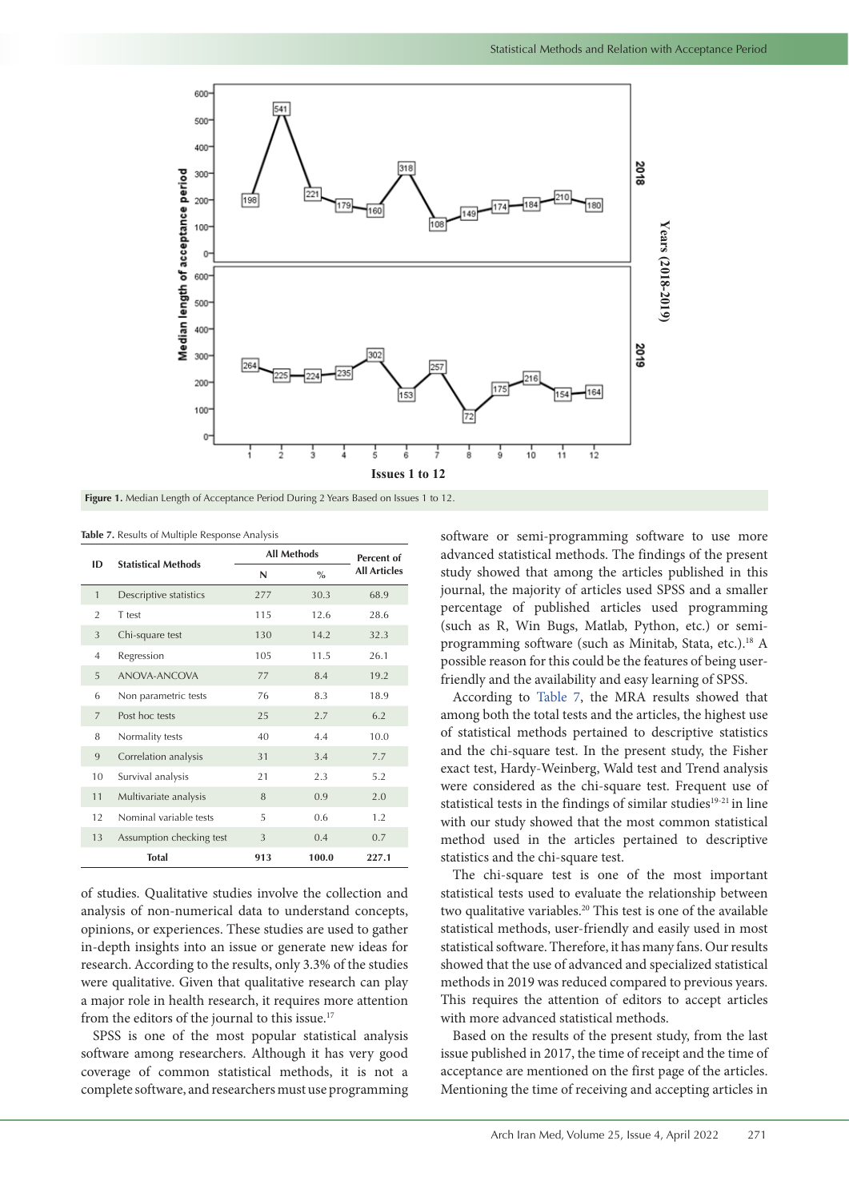**Figure 1.** Median Length of Acceptance Period During 2 Years Based on Issues 1 to 12.

**Table 7.** Results of Multiple Response Analysis

| ID | Statistical Methods | All Methods | | Percent of All Articles |
|---|---|---|---|---|
| | | N | % | |
| 1 | Descriptive statistics | 277 | 30.3 | 68.9 |
| 2 | T test | 115 | 12.6 | 28.6 |
| 3 | Chi-square test | 130 | 14.2 | 32.3 |
| 4 | Regression | 105 | 11.5 | 26.1 |
| 5 | ANOVA-ANCOVA | 77 | 8.4 | 19.2 |
| 6 | Non parametric tests | 76 | 8.3 | 18.9 |
| 7 | Post hoc tests | 25 | 2.7 | 6.2 |
| 8 | Normality tests | 40 | 4.4 | 10.0 |
| 9 | Correlation analysis | 31 | 3.4 | 7.7 |
| 10 | Survival analysis | 21 | 2.3 | 5.2 |
| 11 | Multivariate analysis | 8 | 0.9 | 2.0 |
| 12 | Nominal variable tests | 5 | 0.6 | 1.2 |
| 13 | Assumption checking test | 3 | 0.4 | 0.7 |
| **Total** | | **913** | **100.0** | **227.1** |

of studies. Qualitative studies involve the collection and analysis of non-numerical data to understand concepts, opinions, or experiences. These studies are used to gather in-depth insights into an issue or generate new ideas for research. According to the results, only 3.3% of the studies were qualitative. Given that qualitative research can play a major role in health research, it requires more attention from the editors of the journal to this issue.[17]

SPSS is one of the most popular statistical analysis software among researchers. Although it has very good coverage of common statistical methods, it is not a complete software, and researchers must use programming software or semi-programming software to use more advanced statistical methods. The findings of the present study showed that among the articles published in this journal, the majority of articles used SPSS and a smaller percentage of published articles used programming (such as R, Win Bugs, Matlab, Python, etc.) or semi-programming software (such as Minitab, Stata, etc.).[18] A possible reason for this could be the features of being user-friendly and the availability and easy learning of SPSS.

According to Table 7, the MRA results showed that among both the total tests and the articles, the highest use of statistical methods pertained to descriptive statistics and the chi-square test. In the present study, the Fisher exact test, Hardy-Weinberg, Wald test and Trend analysis were considered as the chi-square test. Frequent use of statistical tests in the findings of similar studies[19-21] in line with our study showed that the most common statistical method used in the articles pertained to descriptive statistics and the chi-square test.

The chi-square test is one of the most important statistical tests used to evaluate the relationship between two qualitative variables.[20] This test is one of the available statistical methods, user-friendly and easily used in most statistical software. Therefore, it has many fans. Our results showed that the use of advanced and specialized statistical methods in 2019 was reduced compared to previous years. This requires the attention of editors to accept articles with more advanced statistical methods.

Based on the results of the present study, from the last issue published in 2017, the time of receipt and the time of acceptance are mentioned on the first page of the articles. Mentioning the time of receiving and accepting articles in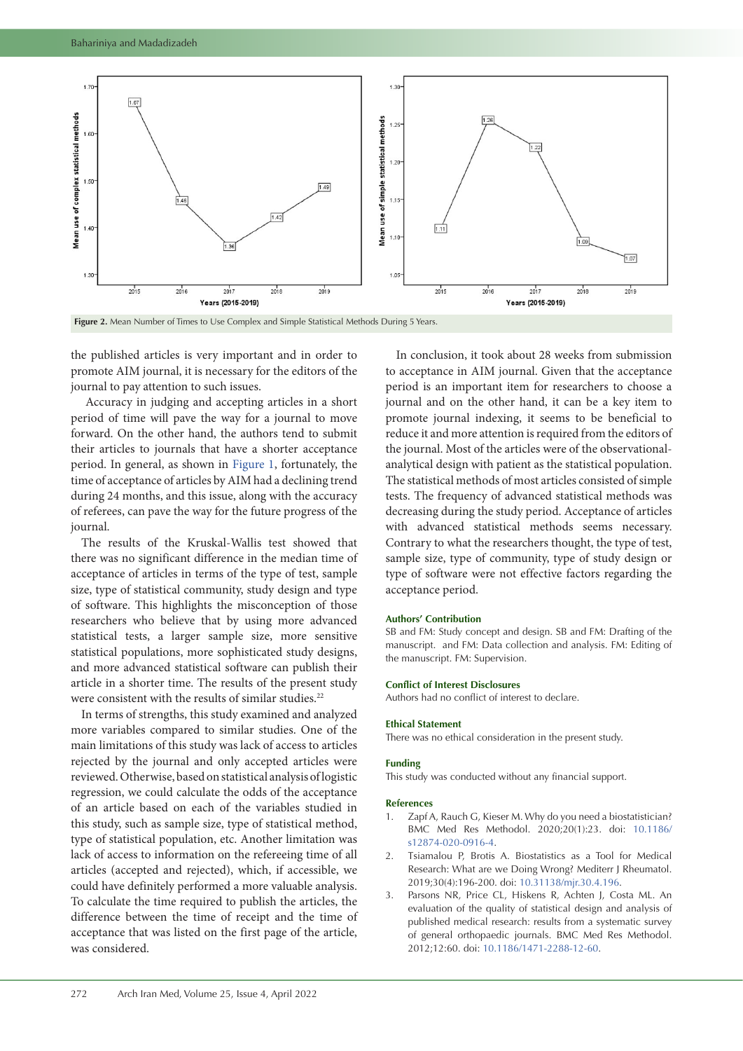Figure 2. Mean Number of Times to Use Complex and Simple Statistical Methods During 5 Years.

the published articles is very important and in order to promote AIM journal, it is necessary for the editors of the journal to pay attention to such issues.

Accuracy in judging and accepting articles in a short period of time will pave the way for a journal to move forward. On the other hand, the authors tend to submit their articles to journals that have a shorter acceptance period. In general, as shown in Figure 1, fortunately, the time of acceptance of articles by AIM had a declining trend during 24 months, and this issue, along with the accuracy of referees, can pave the way for the future progress of the journal.

The results of the Kruskal-Wallis test showed that there was no significant difference in the median time of acceptance of articles in terms of the type of test, sample size, type of statistical community, study design and type of software. This highlights the misconception of those researchers who believe that by using more advanced statistical tests, a larger sample size, more sensitive statistical populations, more sophisticated study designs, and more advanced statistical software can publish their article in a shorter time. The results of the present study were consistent with the results of similar studies.[22]

In terms of strengths, this study examined and analyzed more variables compared to similar studies. One of the main limitations of this study was lack of access to articles rejected by the journal and only accepted articles were reviewed. Otherwise, based on statistical analysis of logistic regression, we could calculate the odds of the acceptance of an article based on each of the variables studied in this study, such as sample size, type of statistical method, type of statistical population, etc. Another limitation was lack of access to information on the refereeing time of all articles (accepted and rejected), which, if accessible, we could have definitely performed a more valuable analysis. To calculate the time required to publish the articles, the difference between the time of receipt and the time of acceptance that was listed on the first page of the article, was considered.

In conclusion, it took about 28 weeks from submission to acceptance in AIM journal. Given that the acceptance period is an important item for researchers to choose a journal and on the other hand, it can be a key item to promote journal indexing, it seems to be beneficial to reduce it and more attention is required from the editors of the journal. Most of the articles were of the observational-analytical design with patient as the statistical population. The statistical methods of most articles consisted of simple tests. The frequency of advanced statistical methods was decreasing during the study period. Acceptance of articles with advanced statistical methods seems necessary. Contrary to what the researchers thought, the type of test, sample size, type of community, type of study design or type of software were not effective factors regarding the acceptance period.

### Authors' Contribution

SB and FM: Study concept and design. SB and FM: Drafting of the manuscript. and FM: Data collection and analysis. FM: Editing of the manuscript. FM: Supervision.

### Conflict of Interest Disclosures

Authors had no conflict of interest to declare.

### Ethical Statement

There was no ethical consideration in the present study.

### Funding

This study was conducted without any financial support.

### References

1. Zapf A, Rauch G, Kieser M. Why do you need a biostatistician? BMC Med Res Methodol. 2020;20(1):23. doi: 10.1186/s12874-020-0916-4.
2. Tsiamalou P, Brotis A. Biostatistics as a Tool for Medical Research: What are we Doing Wrong? Mediterr J Rheumatol. 2019;30(4):196-200. doi: 10.31138/mjr.30.4.196.
3. Parsons NR, Price CL, Hiskens R, Achten J, Costa ML. An evaluation of the quality of statistical design and analysis of published medical research: results from a systematic survey of general orthopaedic journals. BMC Med Res Methodol. 2012;12:60. doi: 10.1186/1471-2288-12-60.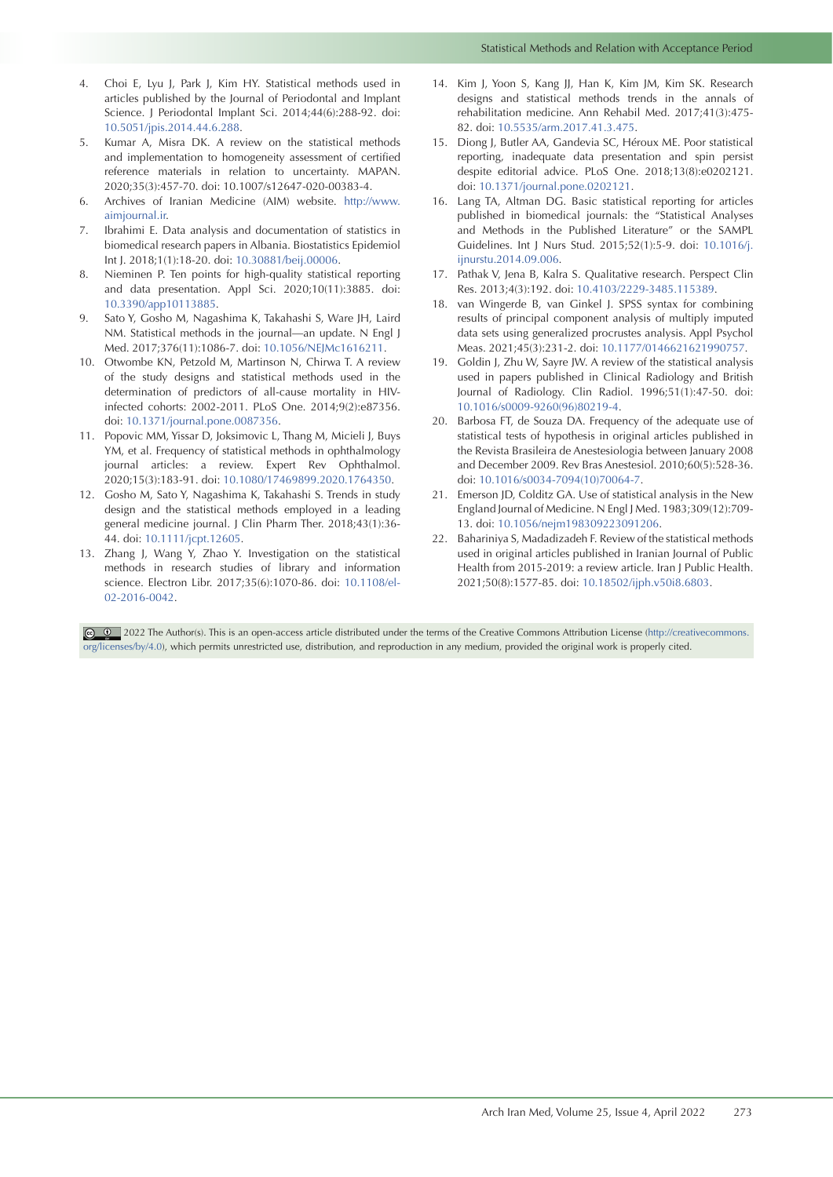4. Choi E, Lyu J, Park J, Kim HY. Statistical methods used in articles published by the Journal of Periodontal and Implant Science. J Periodontal Implant Sci. 2014;44(6):288-92. doi: 10.5051/jpis.2014.44.6.288.
5. Kumar A, Misra DK. A review on the statistical methods and implementation to homogeneity assessment of certified reference materials in relation to uncertainty. MAPAN. 2020;35(3):457-70. doi: 10.1007/s12647-020-00383-4.
6. Archives of Iranian Medicine (AIM) website. http://www.aimjournal.ir.
7. Ibrahimi E. Data analysis and documentation of statistics in biomedical research papers in Albania. Biostatistics Epidemiol Int J. 2018;1(1):18-20. doi: 10.30881/beij.00006.
8. Nieminen P. Ten points for high-quality statistical reporting and data presentation. Appl Sci. 2020;10(11):3885. doi: 10.3390/app10113885.
9. Sato Y, Gosho M, Nagashima K, Takahashi S, Ware JH, Laird NM. Statistical methods in the journal—an update. N Engl J Med. 2017;376(11):1086-7. doi: 10.1056/NEJMc1616211.
10. Otwombe KN, Petzold M, Martinson N, Chirwa T. A review of the study designs and statistical methods used in the determination of predictors of all-cause mortality in HIV-infected cohorts: 2002-2011. PLoS One. 2014;9(2):e87356. doi: 10.1371/journal.pone.0087356.
11. Popovic MM, Yissar D, Joksimovic L, Thang M, Micieli J, Buys YM, et al. Frequency of statistical methods in ophthalmology journal articles: a review. Expert Rev Ophthalmol. 2020;15(3):183-91. doi: 10.1080/17469899.2020.1764350.
12. Gosho M, Sato Y, Nagashima K, Takahashi S. Trends in study design and the statistical methods employed in a leading general medicine journal. J Clin Pharm Ther. 2018;43(1):36-44. doi: 10.1111/jcpt.12605.
13. Zhang J, Wang Y, Zhao Y. Investigation on the statistical methods in research studies of library and information science. Electron Libr. 2017;35(6):1070-86. doi: 10.1108/el-02-2016-0042.
14. Kim J, Yoon S, Kang JJ, Han K, Kim JM, Kim SK. Research designs and statistical methods trends in the annals of rehabilitation medicine. Ann Rehabil Med. 2017;41(3):475-82. doi: 10.5535/arm.2017.41.3.475.
15. Diong J, Butler AA, Gandevia SC, Héroux ME. Poor statistical reporting, inadequate data presentation and spin persist despite editorial advice. PLoS One. 2018;13(8):e0202121. doi: 10.1371/journal.pone.0202121.
16. Lang TA, Altman DG. Basic statistical reporting for articles published in biomedical journals: the "Statistical Analyses and Methods in the Published Literature" or the SAMPL Guidelines. Int J Nurs Stud. 2015;52(1):5-9. doi: 10.1016/j.ijnurstu.2014.09.006.
17. Pathak V, Jena B, Kalra S. Qualitative research. Perspect Clin Res. 2013;4(3):192. doi: 10.4103/2229-3485.115389.
18. van Wingerde B, van Ginkel J. SPSS syntax for combining results of principal component analysis of multiply imputed data sets using generalized procrustes analysis. Appl Psychol Meas. 2021;45(3):231-2. doi: 10.1177/0146621621990757.
19. Goldin J, Zhu W, Sayre JW. A review of the statistical analysis used in papers published in Clinical Radiology and British Journal of Radiology. Clin Radiol. 1996;51(1):47-50. doi: 10.1016/s0009-9260(96)80219-4.
20. Barbosa FT, de Souza DA. Frequency of the adequate use of statistical tests of hypothesis in original articles published in the Revista Brasileira de Anestesiologia between January 2008 and December 2009. Rev Bras Anestesiol. 2010;60(5):528-36. doi: 10.1016/s0034-7094(10)70064-7.
21. Emerson JD, Colditz GA. Use of statistical analysis in the New England Journal of Medicine. N Engl J Med. 1983;309(12):709-13. doi: 10.1056/nejm198309223091206.
22. Bahariniya S, Madadizadeh F. Review of the statistical methods used in original articles published in Iranian Journal of Public Health from 2015-2019: a review article. Iran J Public Health. 2021;50(8):1577-85. doi: 10.18502/ijph.v50i8.6803.

© 2022 The Author(s). This is an open-access article distributed under the terms of the Creative Commons Attribution License (http://creativecommons.org/licenses/by/4.0), which permits unrestricted use, distribution, and reproduction in any medium, provided the original work is properly cited.